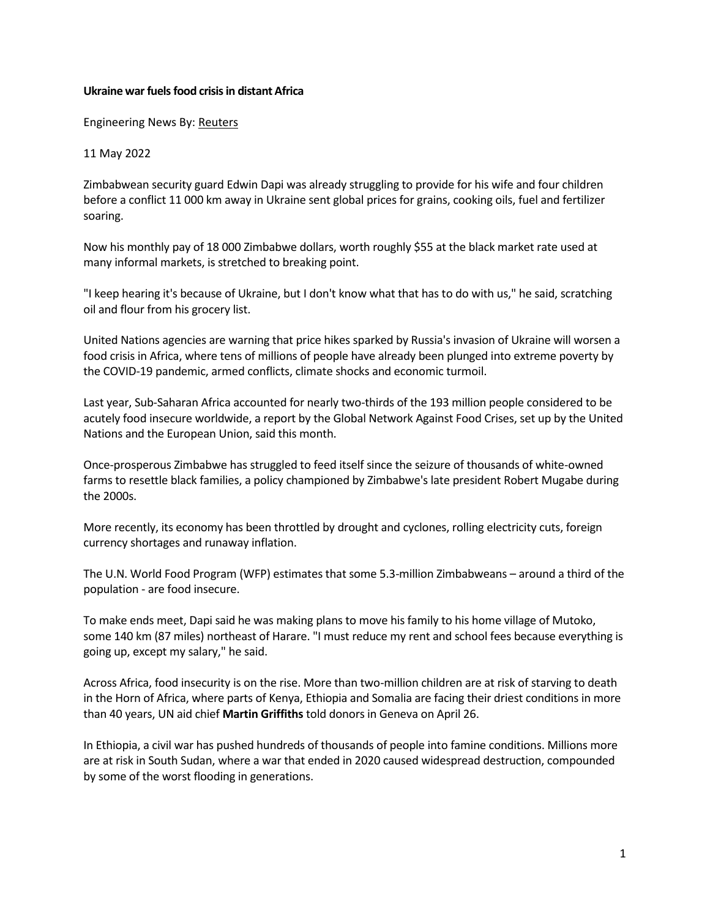**Ukraine war fuels food crisis in distant Africa**

Engineering News By: Reuters

11 May 2022

Zimbabwean security guard Edwin Dapi was already struggling to provide for his wife and four children before a conflict 11 000 km away in Ukraine sent global prices for grains, cooking oils, fuel and fertilizer soaring.

Now his monthly pay of 18 000 Zimbabwe dollars, worth roughly $55 at the black market rate used at many informal markets, is stretched to breaking point.

"I keep hearing it's because of Ukraine, but I don't know what that has to do with us," he said, scratching oil and flour from his grocery list.

United Nations agencies are warning that price hikes sparked by Russia's invasion of Ukraine will worsen a food crisis in Africa, where tens of millions of people have already been plunged into extreme poverty by the COVID-19 pandemic, armed conflicts, climate shocks and economic turmoil.

Last year, Sub-Saharan Africa accounted for nearly two-thirds of the 193 million people considered to be acutely food insecure worldwide, a report by the Global Network Against Food Crises, set up by the United Nations and the European Union, said this month.

Once-prosperous Zimbabwe has struggled to feed itself since the seizure of thousands of white-owned farms to resettle black families, a policy championed by Zimbabwe's late president Robert Mugabe during the 2000s.

More recently, its economy has been throttled by drought and cyclones, rolling electricity cuts, foreign currency shortages and runaway inflation.

The U.N. World Food Program (WFP) estimates that some 5.3-million Zimbabweans – around a third of the population - are food insecure.

To make ends meet, Dapi said he was making plans to move his family to his home village of Mutoko, some 140 km (87 miles) northeast of Harare. "I must reduce my rent and school fees because everything is going up, except my salary," he said.

Across Africa, food insecurity is on the rise. More than two-million children are at risk of starving to death in the Horn of Africa, where parts of Kenya, Ethiopia and Somalia are facing their driest conditions in more than 40 years, UN aid chief **Martin Griffiths** told donors in Geneva on April 26.

In Ethiopia, a civil war has pushed hundreds of thousands of people into famine conditions. Millions more are at risk in South Sudan, where a war that ended in 2020 caused widespread destruction, compounded by some of the worst flooding in generations.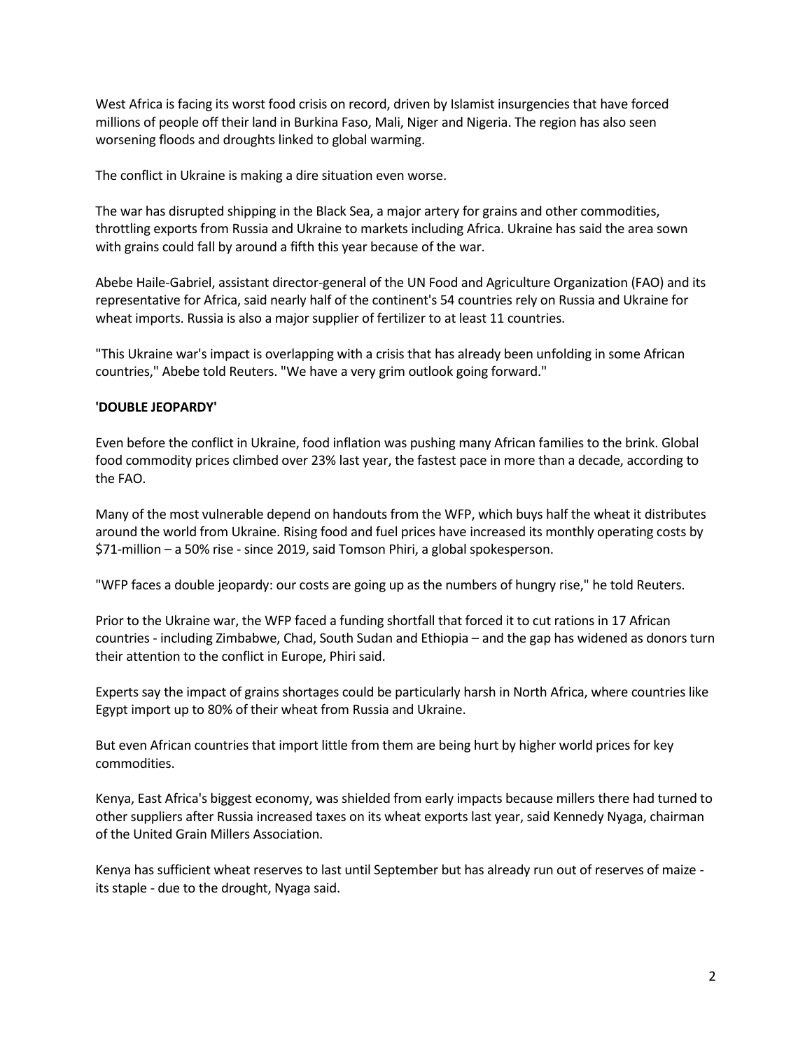West Africa is facing its worst food crisis on record, driven by Islamist insurgencies that have forced millions of people off their land in Burkina Faso, Mali, Niger and Nigeria. The region has also seen worsening floods and droughts linked to global warming.

The conflict in Ukraine is making a dire situation even worse.

The war has disrupted shipping in the Black Sea, a major artery for grains and other commodities, throttling exports from Russia and Ukraine to markets including Africa. Ukraine has said the area sown with grains could fall by around a fifth this year because of the war.

Abebe Haile-Gabriel, assistant director-general of the UN Food and Agriculture Organization (FAO) and its representative for Africa, said nearly half of the continent's 54 countries rely on Russia and Ukraine for wheat imports. Russia is also a major supplier of fertilizer to at least 11 countries.

"This Ukraine war's impact is overlapping with a crisis that has already been unfolding in some African countries," Abebe told Reuters. "We have a very grim outlook going forward."

**'DOUBLE JEOPARDY'**

Even before the conflict in Ukraine, food inflation was pushing many African families to the brink. Global food commodity prices climbed over 23% last year, the fastest pace in more than a decade, according to the FAO.

Many of the most vulnerable depend on handouts from the WFP, which buys half the wheat it distributes around the world from Ukraine. Rising food and fuel prices have increased its monthly operating costs by $71-million – a 50% rise - since 2019, said Tomson Phiri, a global spokesperson.

"WFP faces a double jeopardy: our costs are going up as the numbers of hungry rise," he told Reuters.

Prior to the Ukraine war, the WFP faced a funding shortfall that forced it to cut rations in 17 African countries - including Zimbabwe, Chad, South Sudan and Ethiopia – and the gap has widened as donors turn their attention to the conflict in Europe, Phiri said.

Experts say the impact of grains shortages could be particularly harsh in North Africa, where countries like Egypt import up to 80% of their wheat from Russia and Ukraine.

But even African countries that import little from them are being hurt by higher world prices for key commodities.

Kenya, East Africa's biggest economy, was shielded from early impacts because millers there had turned to other suppliers after Russia increased taxes on its wheat exports last year, said Kennedy Nyaga, chairman of the United Grain Millers Association.

Kenya has sufficient wheat reserves to last until September but has already run out of reserves of maize - its staple - due to the drought, Nyaga said.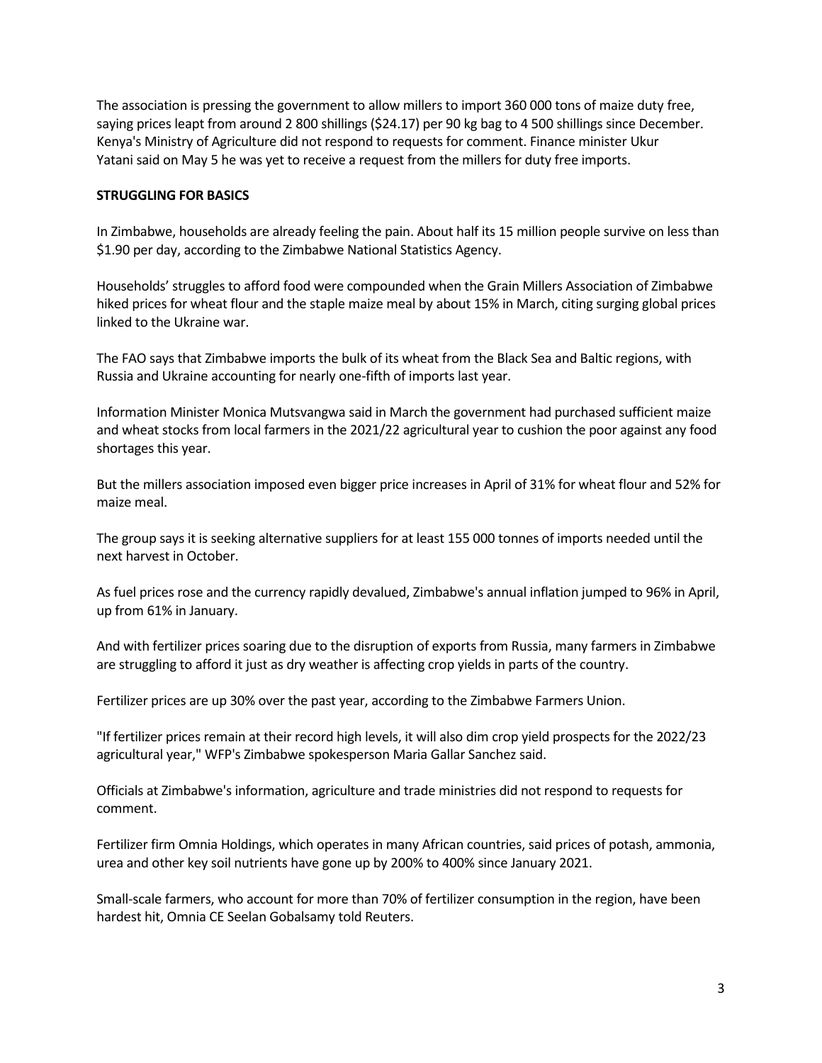The association is pressing the government to allow millers to import 360 000 tons of maize duty free, saying prices leapt from around 2 800 shillings ($24.17) per 90 kg bag to 4 500 shillings since December. Kenya's Ministry of Agriculture did not respond to requests for comment. Finance minister Ukur Yatani said on May 5 he was yet to receive a request from the millers for duty free imports.

**STRUGGLING FOR BASICS**

In Zimbabwe, households are already feeling the pain. About half its 15 million people survive on less than $1.90 per day, according to the Zimbabwe National Statistics Agency.

Households' struggles to afford food were compounded when the Grain Millers Association of Zimbabwe hiked prices for wheat flour and the staple maize meal by about 15% in March, citing surging global prices linked to the Ukraine war.

The FAO says that Zimbabwe imports the bulk of its wheat from the Black Sea and Baltic regions, with Russia and Ukraine accounting for nearly one-fifth of imports last year.

Information Minister Monica Mutsvangwa said in March the government had purchased sufficient maize and wheat stocks from local farmers in the 2021/22 agricultural year to cushion the poor against any food shortages this year.

But the millers association imposed even bigger price increases in April of 31% for wheat flour and 52% for maize meal.

The group says it is seeking alternative suppliers for at least 155 000 tonnes of imports needed until the next harvest in October.

As fuel prices rose and the currency rapidly devalued, Zimbabwe's annual inflation jumped to 96% in April, up from 61% in January.

And with fertilizer prices soaring due to the disruption of exports from Russia, many farmers in Zimbabwe are struggling to afford it just as dry weather is affecting crop yields in parts of the country.

Fertilizer prices are up 30% over the past year, according to the Zimbabwe Farmers Union.

"If fertilizer prices remain at their record high levels, it will also dim crop yield prospects for the 2022/23 agricultural year," WFP's Zimbabwe spokesperson Maria Gallar Sanchez said.

Officials at Zimbabwe's information, agriculture and trade ministries did not respond to requests for comment.

Fertilizer firm Omnia Holdings, which operates in many African countries, said prices of potash, ammonia, urea and other key soil nutrients have gone up by 200% to 400% since January 2021.

Small-scale farmers, who account for more than 70% of fertilizer consumption in the region, have been hardest hit, Omnia CE Seelan Gobalsamy told Reuters.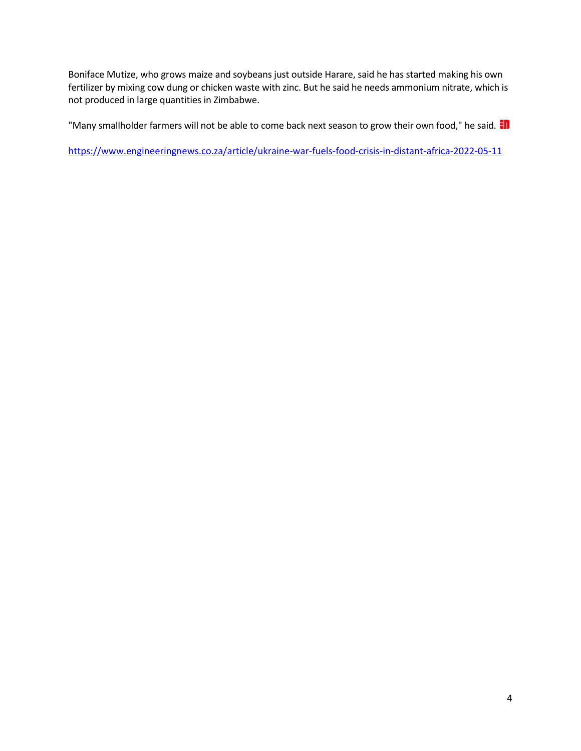Boniface Mutize, who grows maize and soybeans just outside Harare, said he has started making his own fertilizer by mixing cow dung or chicken waste with zinc. But he said he needs ammonium nitrate, which is not produced in large quantities in Zimbabwe.

"Many smallholder farmers will not be able to come back next season to grow their own food," he said.

https://www.engineeringnews.co.za/article/ukraine-war-fuels-food-crisis-in-distant-africa-2022-05-11